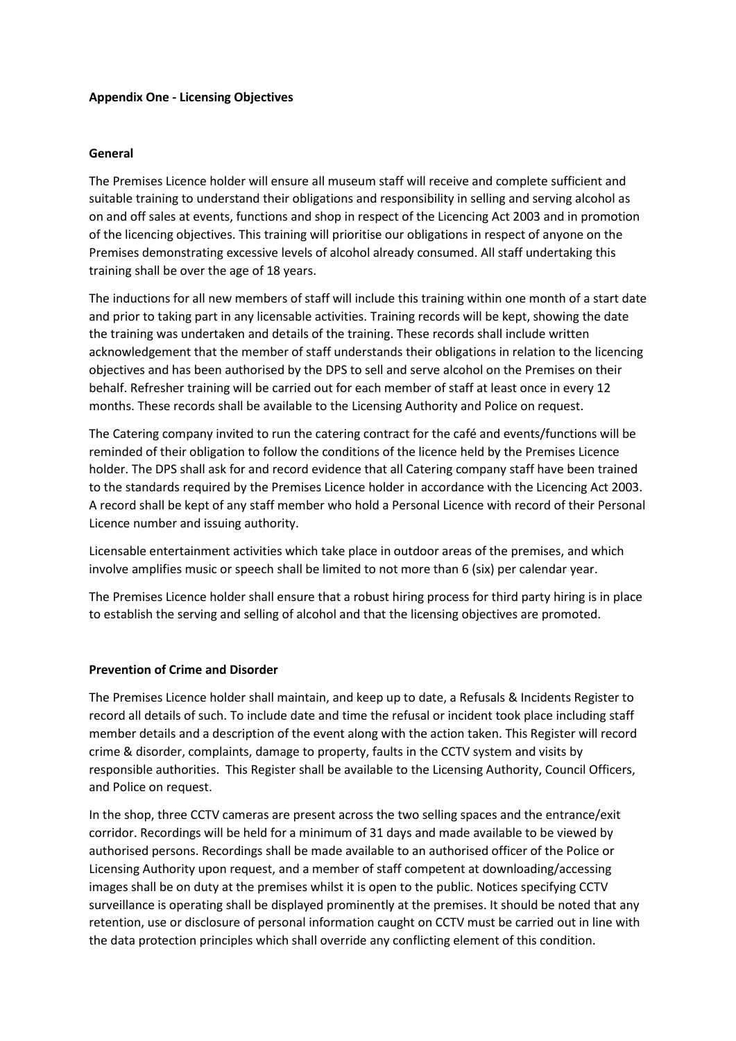**Appendix One - Licensing Objectives**

**General**

The Premises Licence holder will ensure all museum staff will receive and complete sufficient and suitable training to understand their obligations and responsibility in selling and serving alcohol as on and off sales at events, functions and shop in respect of the Licencing Act 2003 and in promotion of the licencing objectives. This training will prioritise our obligations in respect of anyone on the Premises demonstrating excessive levels of alcohol already consumed. All staff undertaking this training shall be over the age of 18 years.

The inductions for all new members of staff will include this training within one month of a start date and prior to taking part in any licensable activities. Training records will be kept, showing the date the training was undertaken and details of the training. These records shall include written acknowledgement that the member of staff understands their obligations in relation to the licencing objectives and has been authorised by the DPS to sell and serve alcohol on the Premises on their behalf. Refresher training will be carried out for each member of staff at least once in every 12 months. These records shall be available to the Licensing Authority and Police on request.

The Catering company invited to run the catering contract for the café and events/functions will be reminded of their obligation to follow the conditions of the licence held by the Premises Licence holder. The DPS shall ask for and record evidence that all Catering company staff have been trained to the standards required by the Premises Licence holder in accordance with the Licencing Act 2003. A record shall be kept of any staff member who hold a Personal Licence with record of their Personal Licence number and issuing authority.

Licensable entertainment activities which take place in outdoor areas of the premises, and which involve amplifies music or speech shall be limited to not more than 6 (six) per calendar year.

The Premises Licence holder shall ensure that a robust hiring process for third party hiring is in place to establish the serving and selling of alcohol and that the licensing objectives are promoted.

**Prevention of Crime and Disorder**

The Premises Licence holder shall maintain, and keep up to date, a Refusals & Incidents Register to record all details of such. To include date and time the refusal or incident took place including staff member details and a description of the event along with the action taken. This Register will record crime & disorder, complaints, damage to property, faults in the CCTV system and visits by responsible authorities. This Register shall be available to the Licensing Authority, Council Officers, and Police on request.

In the shop, three CCTV cameras are present across the two selling spaces and the entrance/exit corridor. Recordings will be held for a minimum of 31 days and made available to be viewed by authorised persons. Recordings shall be made available to an authorised officer of the Police or Licensing Authority upon request, and a member of staff competent at downloading/accessing images shall be on duty at the premises whilst it is open to the public. Notices specifying CCTV surveillance is operating shall be displayed prominently at the premises. It should be noted that any retention, use or disclosure of personal information caught on CCTV must be carried out in line with the data protection principles which shall override any conflicting element of this condition.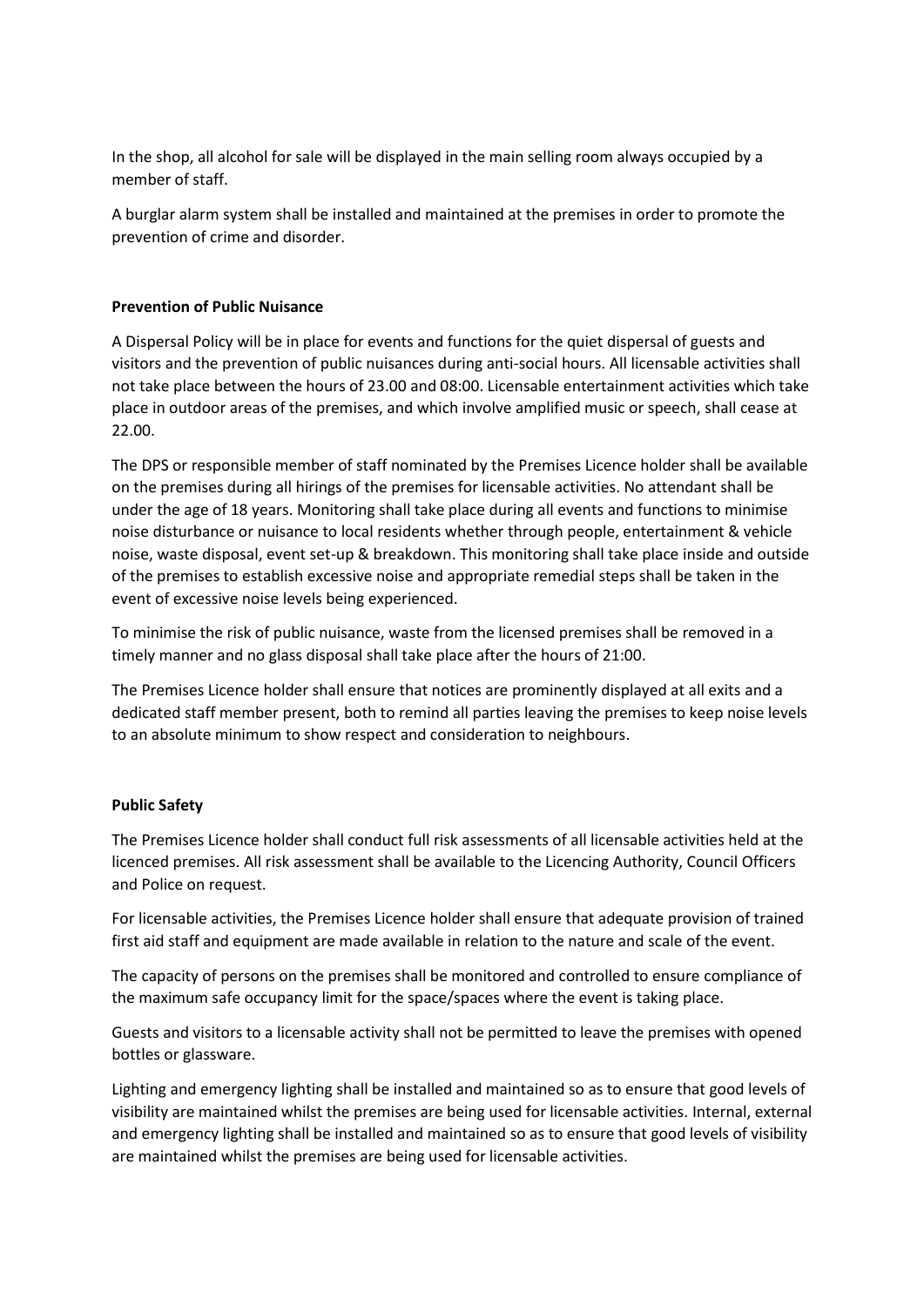In the shop, all alcohol for sale will be displayed in the main selling room always occupied by a member of staff.

A burglar alarm system shall be installed and maintained at the premises in order to promote the prevention of crime and disorder.

**Prevention of Public Nuisance**

A Dispersal Policy will be in place for events and functions for the quiet dispersal of guests and visitors and the prevention of public nuisances during anti-social hours. All licensable activities shall not take place between the hours of 23.00 and 08:00. Licensable entertainment activities which take place in outdoor areas of the premises, and which involve amplified music or speech, shall cease at 22.00.

The DPS or responsible member of staff nominated by the Premises Licence holder shall be available on the premises during all hirings of the premises for licensable activities. No attendant shall be under the age of 18 years. Monitoring shall take place during all events and functions to minimise noise disturbance or nuisance to local residents whether through people, entertainment & vehicle noise, waste disposal, event set-up & breakdown. This monitoring shall take place inside and outside of the premises to establish excessive noise and appropriate remedial steps shall be taken in the event of excessive noise levels being experienced.

To minimise the risk of public nuisance, waste from the licensed premises shall be removed in a timely manner and no glass disposal shall take place after the hours of 21:00.

The Premises Licence holder shall ensure that notices are prominently displayed at all exits and a dedicated staff member present, both to remind all parties leaving the premises to keep noise levels to an absolute minimum to show respect and consideration to neighbours.

**Public Safety**

The Premises Licence holder shall conduct full risk assessments of all licensable activities held at the licenced premises. All risk assessment shall be available to the Licencing Authority, Council Officers and Police on request.

For licensable activities, the Premises Licence holder shall ensure that adequate provision of trained first aid staff and equipment are made available in relation to the nature and scale of the event.

The capacity of persons on the premises shall be monitored and controlled to ensure compliance of the maximum safe occupancy limit for the space/spaces where the event is taking place.

Guests and visitors to a licensable activity shall not be permitted to leave the premises with opened bottles or glassware.

Lighting and emergency lighting shall be installed and maintained so as to ensure that good levels of visibility are maintained whilst the premises are being used for licensable activities. Internal, external and emergency lighting shall be installed and maintained so as to ensure that good levels of visibility are maintained whilst the premises are being used for licensable activities.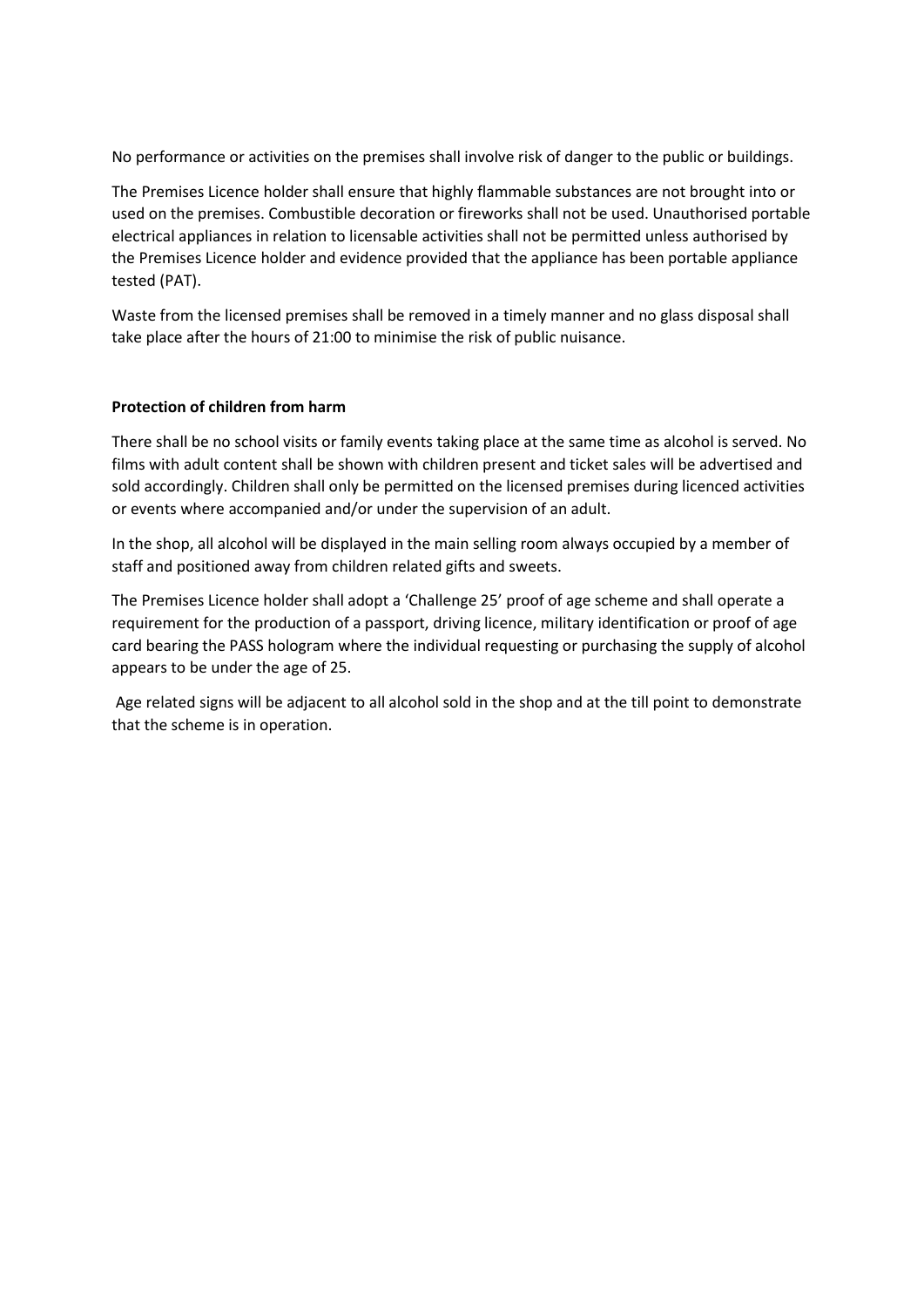No performance or activities on the premises shall involve risk of danger to the public or buildings.

The Premises Licence holder shall ensure that highly flammable substances are not brought into or used on the premises. Combustible decoration or fireworks shall not be used. Unauthorised portable electrical appliances in relation to licensable activities shall not be permitted unless authorised by the Premises Licence holder and evidence provided that the appliance has been portable appliance tested (PAT).

Waste from the licensed premises shall be removed in a timely manner and no glass disposal shall take place after the hours of 21:00 to minimise the risk of public nuisance.

**Protection of children from harm**

There shall be no school visits or family events taking place at the same time as alcohol is served. No films with adult content shall be shown with children present and ticket sales will be advertised and sold accordingly. Children shall only be permitted on the licensed premises during licenced activities or events where accompanied and/or under the supervision of an adult.

In the shop, all alcohol will be displayed in the main selling room always occupied by a member of staff and positioned away from children related gifts and sweets.

The Premises Licence holder shall adopt a 'Challenge 25' proof of age scheme and shall operate a requirement for the production of a passport, driving licence, military identification or proof of age card bearing the PASS hologram where the individual requesting or purchasing the supply of alcohol appears to be under the age of 25.

Age related signs will be adjacent to all alcohol sold in the shop and at the till point to demonstrate that the scheme is in operation.